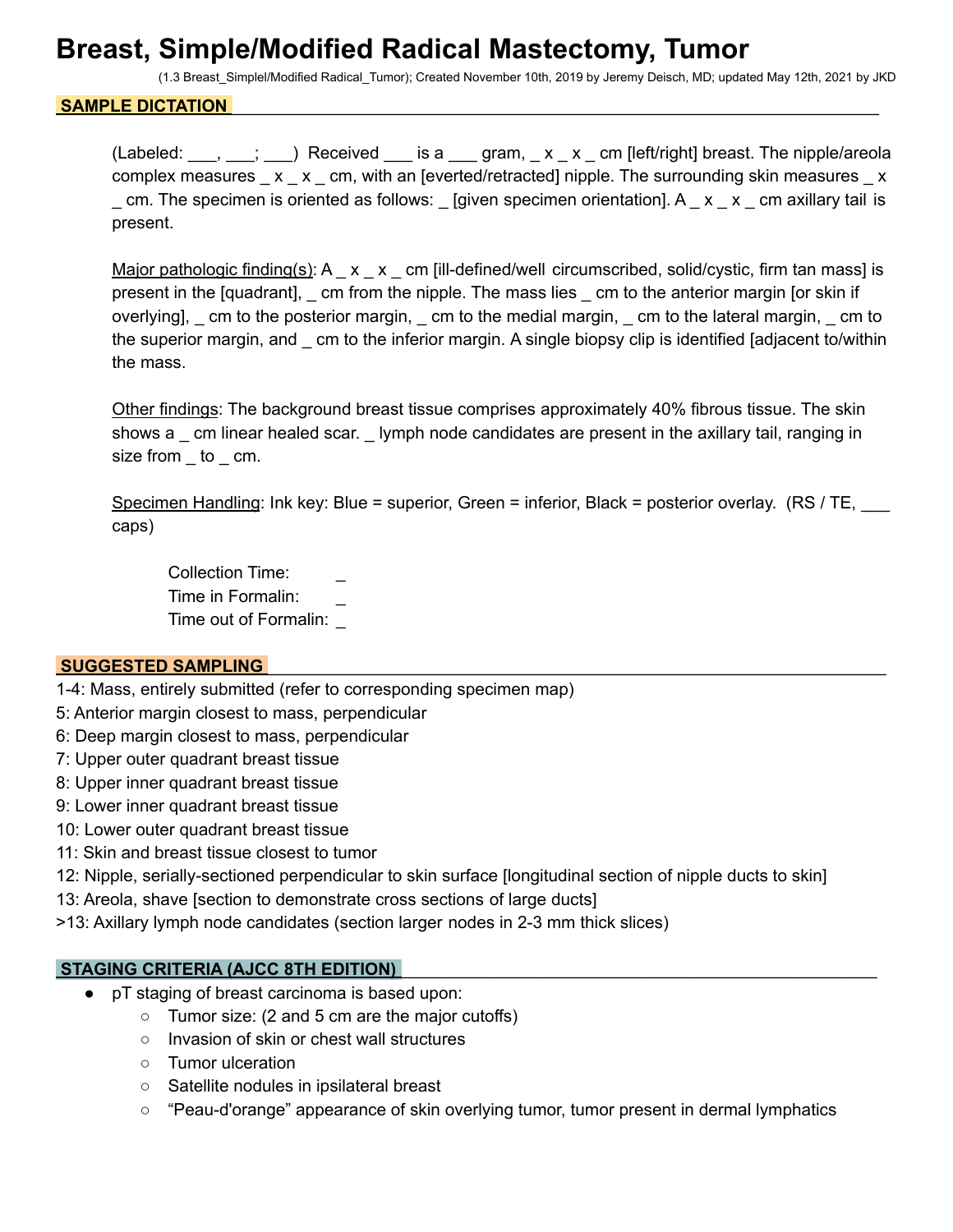# Breast, Simple/Modified Radical Mastectomy, Tumor

(1.3 Breast_Simplel/Modified Radical_Tumor); Created November 10th, 2019 by Jeremy Deisch, MD; updated May 12th, 2021 by JKD

## SAMPLE DICTATION

(Labeled: ___, ___; ___) Received ___ is a ___ gram, _ x _ x _ cm [left/right] breast. The nipple/areola complex measures _ x _ x _ cm, with an [everted/retracted] nipple. The surrounding skin measures _ x _ cm. The specimen is oriented as follows: _ [given specimen orientation]. A _ x _ x _ cm axillary tail is present.

Major pathologic finding(s): A _ x _ x _ cm [ill-defined/well circumscribed, solid/cystic, firm tan mass] is present in the [quadrant], _ cm from the nipple. The mass lies _ cm to the anterior margin [or skin if overlying], _ cm to the posterior margin, _ cm to the medial margin, _ cm to the lateral margin, _ cm to the superior margin, and _ cm to the inferior margin. A single biopsy clip is identified [adjacent to/within the mass.

Other findings: The background breast tissue comprises approximately 40% fibrous tissue. The skin shows a _ cm linear healed scar. _ lymph node candidates are present in the axillary tail, ranging in size from _ to _ cm.

Specimen Handling: Ink key: Blue = superior, Green = inferior, Black = posterior overlay. (RS / TE, ___ caps)

Collection Time: _
Time in Formalin: _
Time out of Formalin: _

## SUGGESTED SAMPLING

1-4: Mass, entirely submitted (refer to corresponding specimen map)
5: Anterior margin closest to mass, perpendicular
6: Deep margin closest to mass, perpendicular
7: Upper outer quadrant breast tissue
8: Upper inner quadrant breast tissue
9: Lower inner quadrant breast tissue
10: Lower outer quadrant breast tissue
11: Skin and breast tissue closest to tumor
12: Nipple, serially-sectioned perpendicular to skin surface [longitudinal section of nipple ducts to skin]
13: Areola, shave [section to demonstrate cross sections of large ducts]
>13: Axillary lymph node candidates (section larger nodes in 2-3 mm thick slices)

## STAGING CRITERIA (AJCC 8TH EDITION)

- pT staging of breast carcinoma is based upon:
  - Tumor size: (2 and 5 cm are the major cutoffs)
  - Invasion of skin or chest wall structures
  - Tumor ulceration
  - Satellite nodules in ipsilateral breast
  - "Peau-d'orange" appearance of skin overlying tumor, tumor present in dermal lymphatics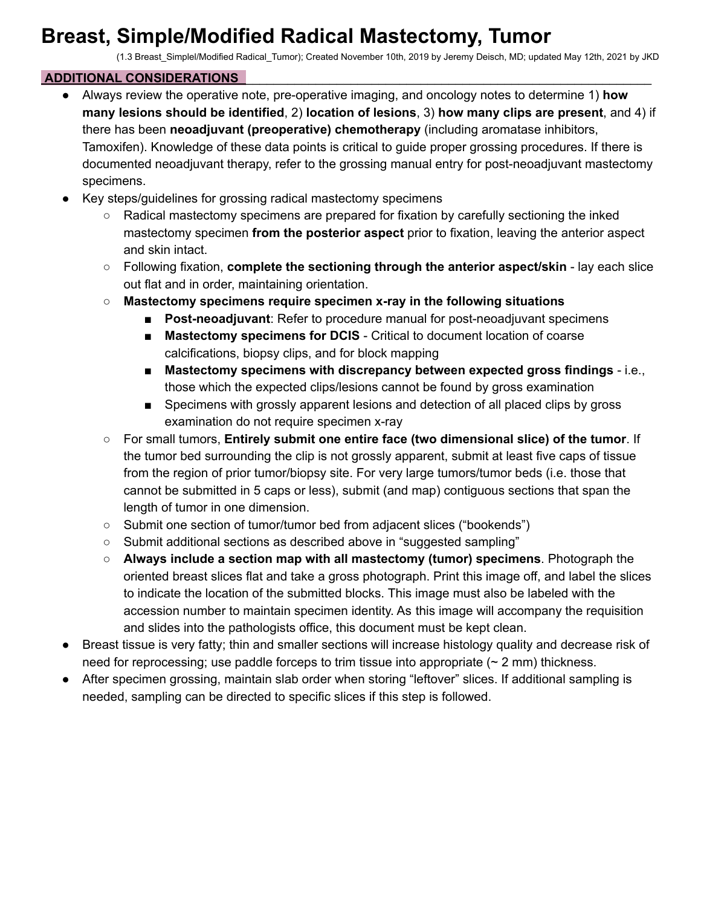# Breast, Simple/Modified Radical Mastectomy, Tumor

(1.3 Breast_Simplel/Modified Radical_Tumor); Created November 10th, 2019 by Jeremy Deisch, MD; updated May 12th, 2021 by JKD

## ADDITIONAL CONSIDERATIONS

- Always review the operative note, pre-operative imaging, and oncology notes to determine 1) **how many lesions should be identified**, 2) **location of lesions**, 3) **how many clips are present**, and 4) if there has been **neoadjuvant (preoperative) chemotherapy** (including aromatase inhibitors, Tamoxifen). Knowledge of these data points is critical to guide proper grossing procedures. If there is documented neoadjuvant therapy, refer to the grossing manual entry for post-neoadjuvant mastectomy specimens.
- Key steps/guidelines for grossing radical mastectomy specimens
  - Radical mastectomy specimens are prepared for fixation by carefully sectioning the inked mastectomy specimen **from the posterior aspect** prior to fixation, leaving the anterior aspect and skin intact.
  - Following fixation, **complete the sectioning through the anterior aspect/skin** - lay each slice out flat and in order, maintaining orientation.
  - **Mastectomy specimens require specimen x-ray in the following situations**
    - **Post-neoadjuvant**: Refer to procedure manual for post-neoadjuvant specimens
    - **Mastectomy specimens for DCIS** - Critical to document location of coarse calcifications, biopsy clips, and for block mapping
    - **Mastectomy specimens with discrepancy between expected gross findings** - i.e., those which the expected clips/lesions cannot be found by gross examination
    - Specimens with grossly apparent lesions and detection of all placed clips by gross examination do not require specimen x-ray
  - For small tumors, **Entirely submit one entire face (two dimensional slice) of the tumor**. If the tumor bed surrounding the clip is not grossly apparent, submit at least five caps of tissue from the region of prior tumor/biopsy site. For very large tumors/tumor beds (i.e. those that cannot be submitted in 5 caps or less), submit (and map) contiguous sections that span the length of tumor in one dimension.
  - Submit one section of tumor/tumor bed from adjacent slices ("bookends")
  - Submit additional sections as described above in "suggested sampling"
  - **Always include a section map with all mastectomy (tumor) specimens**. Photograph the oriented breast slices flat and take a gross photograph. Print this image off, and label the slices to indicate the location of the submitted blocks. This image must also be labeled with the accession number to maintain specimen identity. As this image will accompany the requisition and slides into the pathologists office, this document must be kept clean.
- Breast tissue is very fatty; thin and smaller sections will increase histology quality and decrease risk of need for reprocessing; use paddle forceps to trim tissue into appropriate (~ 2 mm) thickness.
- After specimen grossing, maintain slab order when storing "leftover" slices. If additional sampling is needed, sampling can be directed to specific slices if this step is followed.